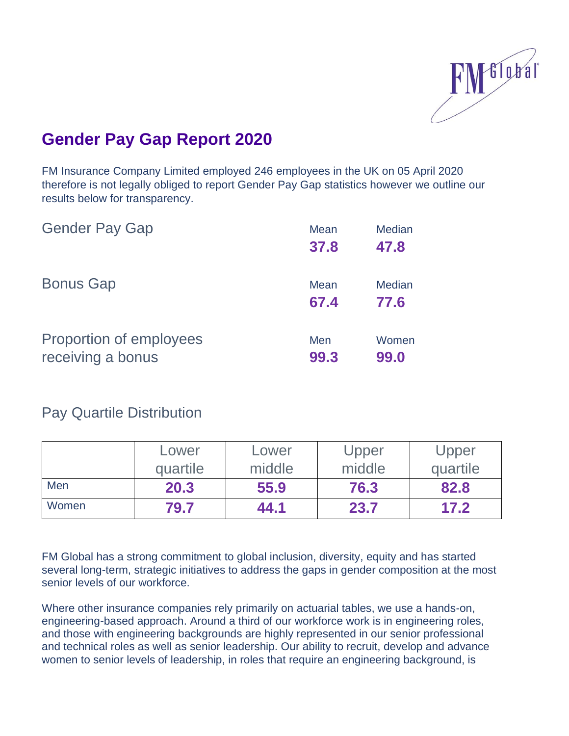# Gender Pay Gap Report 2020

FM Insurance Company Limited employed 246 employees in the UK on 05 April 2020 therefore is not legally obliged to report Gender Pay Gap statistics however we outline our results below for transparency.

| | Mean | Median |
|---|---|---|
| Gender Pay Gap | **37.8** | **47.8** |
| Bonus Gap | **67.4** | **77.6** |

| | Men | Women |
|---|---|---|
| Proportion of employees receiving a bonus | **99.3** | **99.0** |

## Pay Quartile Distribution

| | Lower quartile | Lower middle | Upper middle | Upper quartile |
|---|---|---|---|---|
| Men | **20.3** | **55.9** | **76.3** | **82.8** |
| Women | **79.7** | **44.1** | **23.7** | **17.2** |

FM Global has a strong commitment to global inclusion, diversity, equity and has started several long-term, strategic initiatives to address the gaps in gender composition at the most senior levels of our workforce.

Where other insurance companies rely primarily on actuarial tables, we use a hands-on, engineering-based approach. Around a third of our workforce work is in engineering roles, and those with engineering backgrounds are highly represented in our senior professional and technical roles as well as senior leadership. Our ability to recruit, develop and advance women to senior levels of leadership, in roles that require an engineering background, is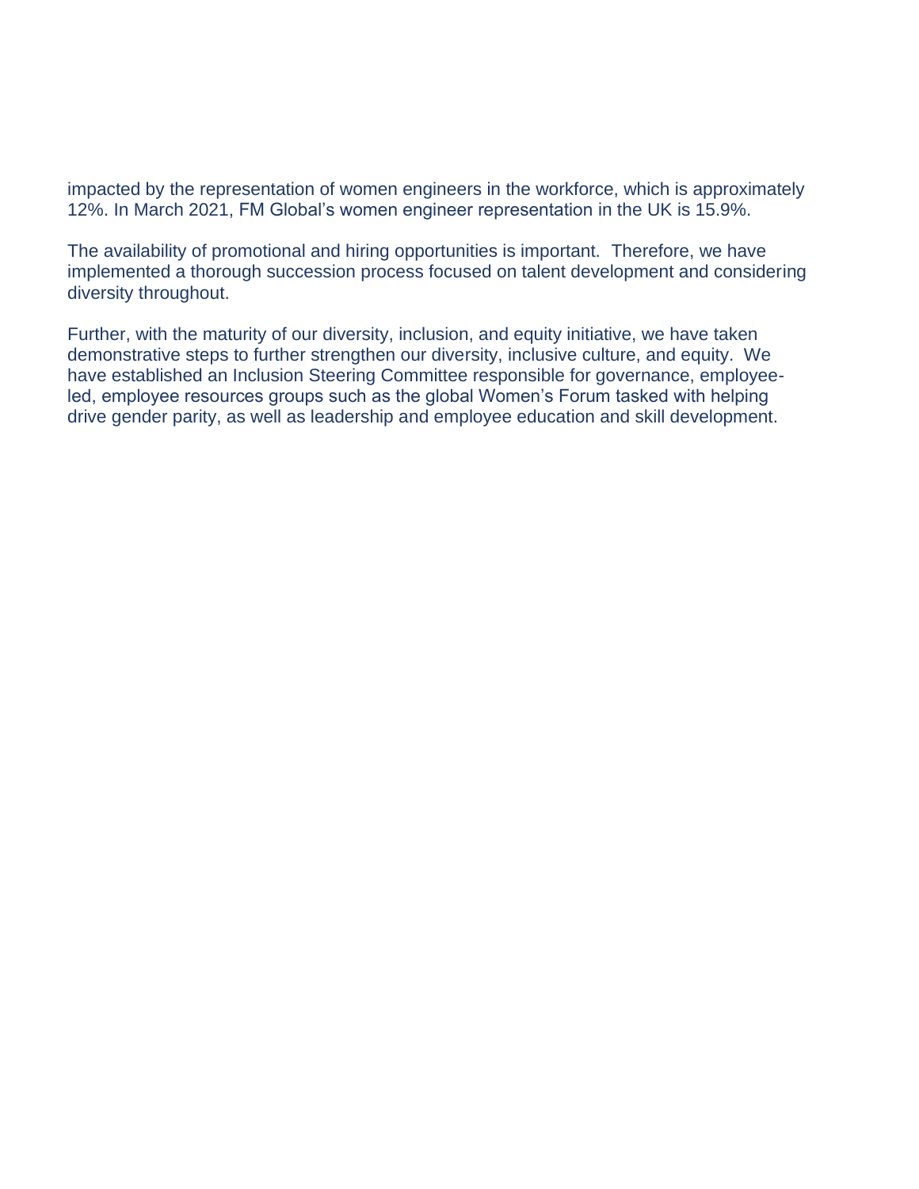impacted by the representation of women engineers in the workforce, which is approximately 12%. In March 2021, FM Global's women engineer representation in the UK is 15.9%.

The availability of promotional and hiring opportunities is important. Therefore, we have implemented a thorough succession process focused on talent development and considering diversity throughout.

Further, with the maturity of our diversity, inclusion, and equity initiative, we have taken demonstrative steps to further strengthen our diversity, inclusive culture, and equity. We have established an Inclusion Steering Committee responsible for governance, employee-led, employee resources groups such as the global Women's Forum tasked with helping drive gender parity, as well as leadership and employee education and skill development.